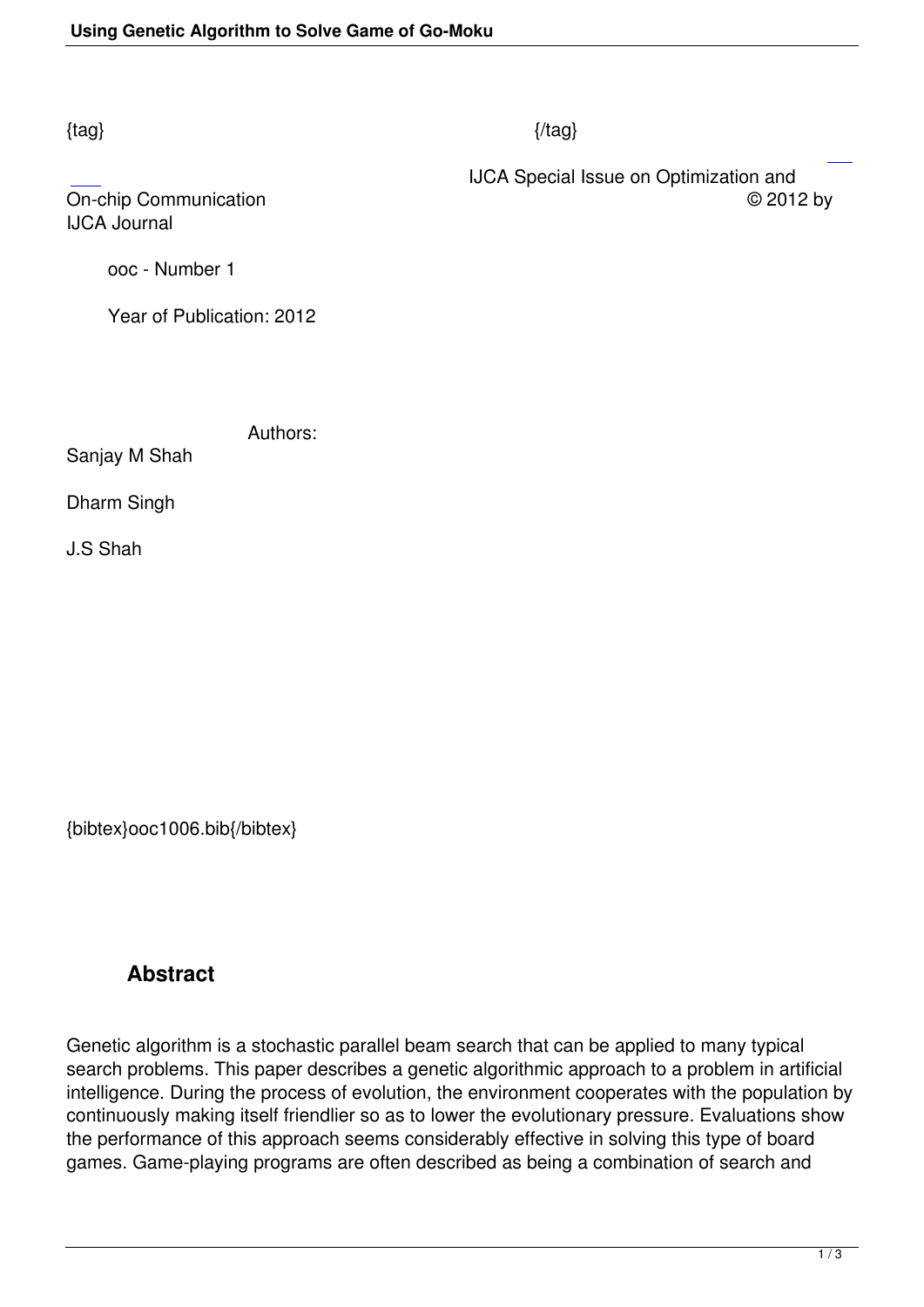{tag} {/tag}

IJCA Special Issue on Optimization and On-chip Communication © 2012 by IJCA Journal

ooc - Number 1

Year of Publication: 2012

Authors:

Sanjay M Shah

Dharm Singh

J.S Shah

{bibtex}ooc1006.bib{/bibtex}

## Abstract

Genetic algorithm is a stochastic parallel beam search that can be applied to many typical search problems. This paper describes a genetic algorithmic approach to a problem in artificial intelligence. During the process of evolution, the environment cooperates with the population by continuously making itself friendlier so as to lower the evolutionary pressure. Evaluations show the performance of this approach seems considerably effective in solving this type of board games. Game-playing programs are often described as being a combination of search and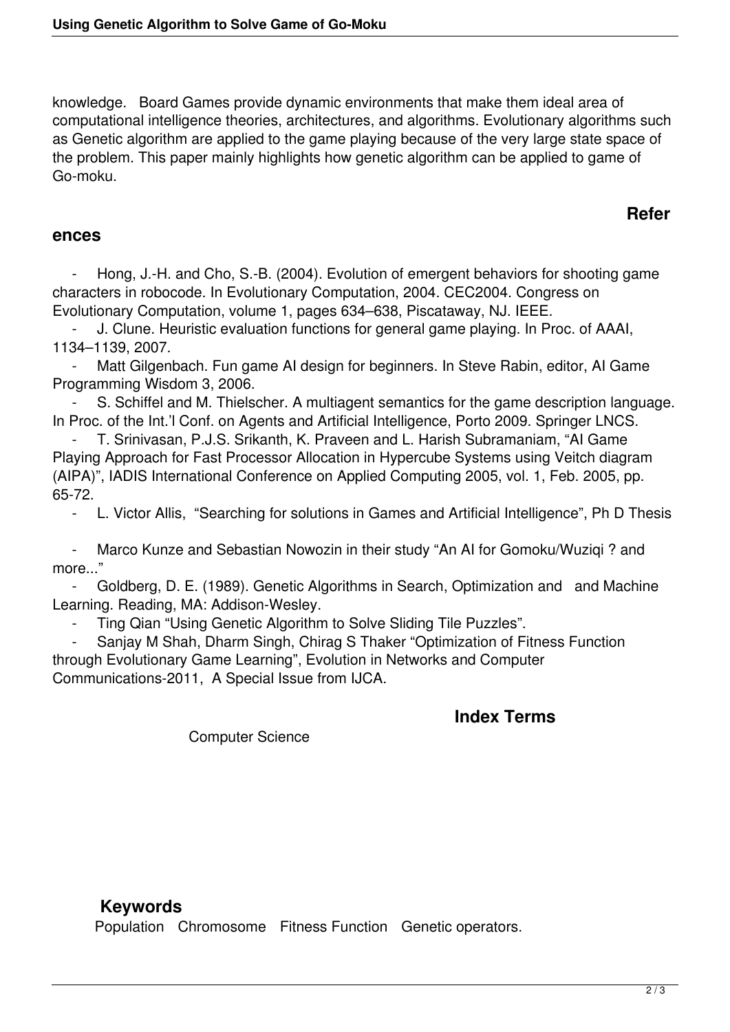knowledge. Board Games provide dynamic environments that make them ideal area of computational intelligence theories, architectures, and algorithms. Evolutionary algorithms such as Genetic algorithm are applied to the game playing because of the very large state space of the problem. This paper mainly highlights how genetic algorithm can be applied to game of Go-moku.

## References

- Hong, J.-H. and Cho, S.-B. (2004). Evolution of emergent behaviors for shooting game characters in robocode. In Evolutionary Computation, 2004. CEC2004. Congress on Evolutionary Computation, volume 1, pages 634–638, Piscataway, NJ. IEEE.
- J. Clune. Heuristic evaluation functions for general game playing. In Proc. of AAAI, 1134–1139, 2007.
- Matt Gilgenbach. Fun game AI design for beginners. In Steve Rabin, editor, AI Game Programming Wisdom 3, 2006.
- S. Schiffel and M. Thielscher. A multiagent semantics for the game description language. In Proc. of the Int.'l Conf. on Agents and Artificial Intelligence, Porto 2009. Springer LNCS.
- T. Srinivasan, P.J.S. Srikanth, K. Praveen and L. Harish Subramaniam, "AI Game Playing Approach for Fast Processor Allocation in Hypercube Systems using Veitch diagram (AIPA)", IADIS International Conference on Applied Computing 2005, vol. 1, Feb. 2005, pp. 65-72.
- L. Victor Allis, "Searching for solutions in Games and Artificial Intelligence", Ph D Thesis
- Marco Kunze and Sebastian Nowozin in their study "An AI for Gomoku/Wuziqi ? and more..."
- Goldberg, D. E. (1989). Genetic Algorithms in Search, Optimization and and Machine Learning. Reading, MA: Addison-Wesley.
- Ting Qian "Using Genetic Algorithm to Solve Sliding Tile Puzzles".
- Sanjay M Shah, Dharm Singh, Chirag S Thaker "Optimization of Fitness Function through Evolutionary Game Learning", Evolution in Networks and Computer Communications-2011, A Special Issue from IJCA.

## Index Terms

Computer Science

## Keywords

Population Chromosome Fitness Function Genetic operators.